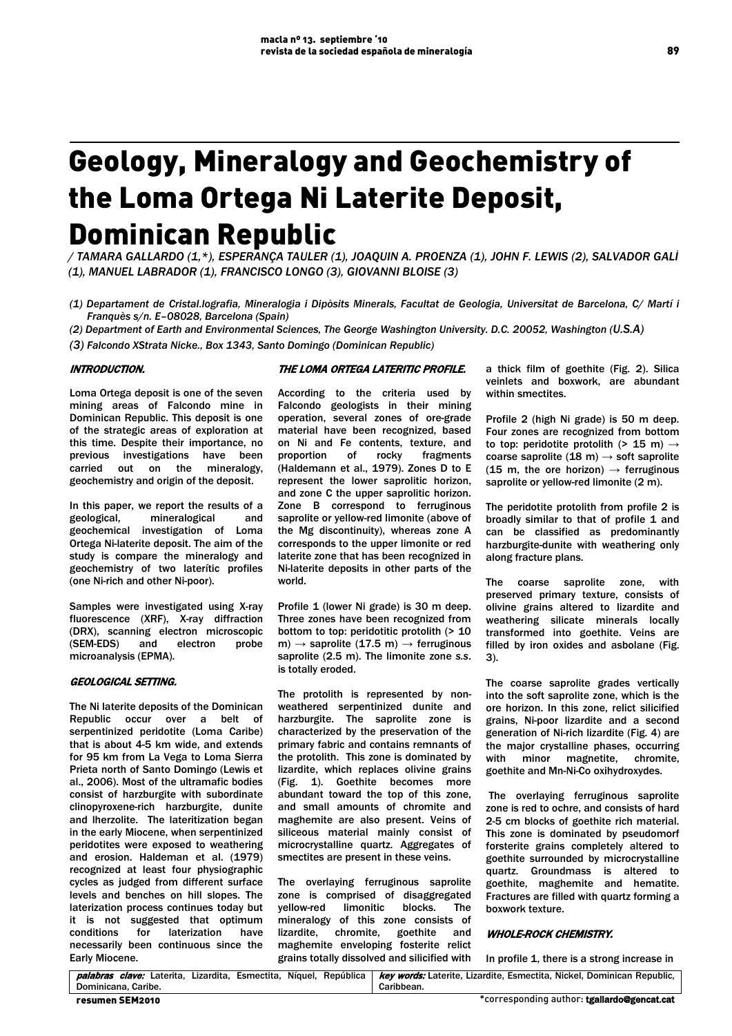# Geology, Mineralogy and Geochemistry of the Loma Ortega Ni Laterite Deposit, Dominican Republic

*/ TAMARA GALLARDO (1,\*), ESPERANÇA TAULER (1), JOAQUIN A. PROENZA (1), JOHN F. LEWIS (2), SALVADOR GALÍ (1), MANUEL LABRADOR (1), FRANCISCO LONGO (3), GIOVANNI BLOISE (3)*

*(1) Departament de Cristal.lografia, Mineralogia i Dipòsits Minerals, Facultat de Geologia, Universitat de Barcelona, C/ Martí i Franquès s/n. E–08028, Barcelona (Spain)*

*(2) Department of Earth and Environmental Sciences, The George Washington University. D.C. 20052, Washington (U.S.A)*

*(3) Falcondo XStrata Nicke., Box 1343, Santo Domingo (Dominican Republic)*

## INTRODUCTION.

Loma Ortega deposit is one of the seven mining areas of Falcondo mine in Dominican Republic. This deposit is one of the strategic areas of exploration at this time. Despite their importance, no previous investigations have been carried out on the mineralogy, geochemistry and origin of the deposit.

In this paper, we report the results of a geological, mineralogical and geochemical investigation of Loma Ortega Ni-laterite deposit. The aim of the study is compare the mineralogy and geochemistry of two laterític profiles (one Ni-rich and other Ni-poor).

Samples were investigated using X-ray fluorescence (XRF), X-ray diffraction (DRX), scanning electron microscopic (SEM-EDS) and electron probe microanalysis (EPMA).

## GEOLOGICAL SETTING.

The Ni laterite deposits of the Dominican Republic occur over a belt of serpentinized peridotite (Loma Caribe) that is about 4-5 km wide, and extends for 95 km from La Vega to Loma Sierra Prieta north of Santo Domingo (Lewis et al., 2006). Most of the ultramafic bodies consist of harzburgite with subordinate clinopyroxene-rich harzburgite, dunite and lherzolite. The lateritization began in the early Miocene, when serpentinized peridotites were exposed to weathering and erosion. Haldeman et al. (1979) recognized at least four physiographic cycles as judged from different surface levels and benches on hill slopes. The laterization process continues today but it is not suggested that optimum conditions for laterization have necessarily been continuous since the Early Miocene.

## THE LOMA ORTEGA LATERITIC PROFILE.

According to the criteria used by Falcondo geologists in their mining operation, several zones of ore-grade material have been recognized, based on Ni and Fe contents, texture, and proportion of rocky fragments (Haldemann et al., 1979). Zones D to E represent the lower saprolitic horizon, and zone C the upper saprolitic horizon. Zone B correspond to ferruginous saprolite or yellow-red limonite (above of the Mg discontinuity), whereas zone A corresponds to the upper limonite or red laterite zone that has been recognized in Ni-laterite deposits in other parts of the world.

Profile 1 (lower Ni grade) is 30 m deep. Three zones have been recognized from bottom to top: peridotitic protolith (> 10 m) → saprolite (17.5 m) → ferruginous saprolite (2.5 m). The limonite zone *s.s.* is totally eroded.

The protolith is represented by non-weathered serpentinized dunite and harzburgite. The saprolite zone is characterized by the preservation of the primary fabric and contains remnants of the protolith. This zone is dominated by lizardite, which replaces olivine grains (Fig. 1). Goethite becomes more abundant toward the top of this zone, and small amounts of chromite and maghemite are also present. Veins of siliceous material mainly consist of microcrystalline quartz. Aggregates of smectites are present in these veins.

The overlaying ferruginous saprolite zone is comprised of disaggregated yellow-red limonitic blocks. The mineralogy of this zone consists of lizardite, chromite, goethite and maghemite enveloping fosterite relict grains totally dissolved and silicified with a thick film of goethite (Fig. 2). Silica veinlets and boxwork, are abundant within smectites.

Profile 2 (high Ni grade) is 50 m deep. Four zones are recognized from bottom to top: peridotite protolith (> 15 m) → coarse saprolite (18 m) → soft saprolite (15 m, the ore horizon) → ferruginous saprolite or yellow-red limonite (2 m).

The peridotite protolith from profile 2 is broadly similar to that of profile 1 and can be classified as predominantly harzburgite-dunite with weathering only along fracture plans.

The coarse saprolite zone, with preserved primary texture, consists of olivine grains altered to lizardite and weathering silicate minerals locally transformed into goethite. Veins are filled by iron oxides and asbolane (Fig. 3).

The coarse saprolite grades vertically into the soft saprolite zone, which is the ore horizon. In this zone, relict silicified grains, Ni-poor lizardite and a second generation of Ni-rich lizardite (Fig. 4) are the major crystalline phases, occurring with minor magnetite, chromite, goethite and Mn-Ni-Co oxihydroxydes.

The overlaying ferruginous saprolite zone is red to ochre, and consists of hard 2-5 cm blocks of goethite rich material. This zone is dominated by pseudomorf forsterite grains completely altered to goethite surrounded by microcrystalline quartz. Groundmass is altered to goethite, maghemite and hematite. Fractures are filled with quartz forming a boxwork texture.

## WHOLE-ROCK CHEMISTRY.

In profile 1, there is a strong increase in

***palabras clave:*** Laterita, Lizardita, Esmectita, Níquel, República Dominicana, Caribe.

***key words:*** Laterite, Lizardite, Esmectita, Nickel, Dominican Republic, Caribbean.

resumen SEM2010

\*corresponding author: **tgallardo@gencat.cat**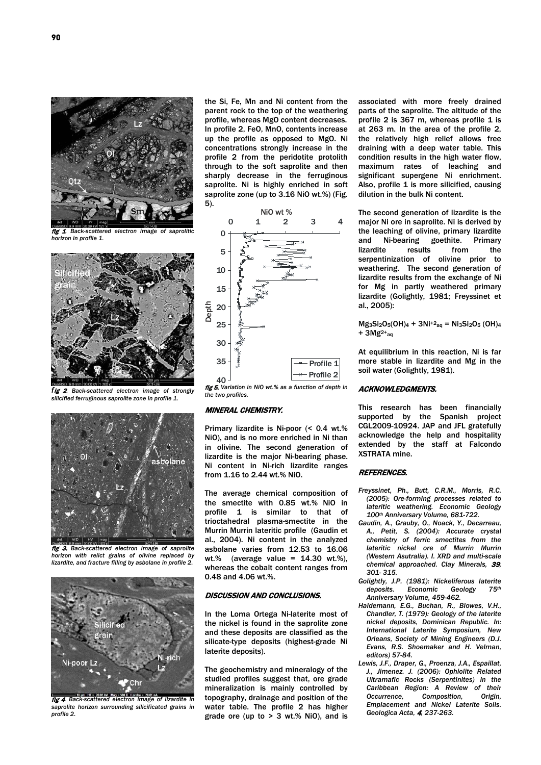fig 1. Back-scattered electron image of saprolitic horizon in profile 1.

fig 2. Back-scattered electron image of strongly silicified ferruginous saprolite zone in profile 1.

fig 3. Back-scattered electron image of saprolite horizon with relict grains of olivine replaced by lizardite, and fracture filling by asbolane in profile 2.

fig 4. Back-scattered electron image of lizardite in saprolite horizon surrounding silicificated grains in profile 2.

the Si, Fe, Mn and Ni content from the parent rock to the top of the weathering profile, whereas MgO content decreases. In profile 2, FeO, MnO, contents increase up the profile as opposed to MgO. Ni concentrations strongly increase in the profile 2 from the peridotite protolith through to the soft saprolite and then sharply decrease in the ferruginous saprolite. Ni is highly enriched in soft saprolite zone (up to 3.16 NiO wt.%) (Fig. 5).

NiO wt %
0 1 2 3 4
Depth
0 5 10 15 20 25 30 35 40
Profile 1
Profile 2

fig 5. Variation in NiO wt.% as a function of depth in the two profiles.

## MINERAL CHEMISTRY.

Primary lizardite is Ni-poor (< 0.4 wt.% NiO), and is no more enriched in Ni than in olivine. The second generation of lizardite is the major Ni-bearing phase. Ni content in Ni-rich lizardite ranges from 1.16 to 2.44 wt.% NiO.

The average chemical composition of the smectite with 0.85 wt.% NiO in profile 1 is similar to that of trioctahedral plasma-smectite in the Murrin Murrin lateritic profile (Gaudin et al., 2004). Ni content in the analyzed asbolane varies from 12.53 to 16.06 wt.% (average value = 14.30 wt.%), whereas the cobalt content ranges from 0.48 and 4.06 wt.%.

## DISCUSSION AND CONCLUSIONS.

In the Loma Ortega Ni-laterite most of the nickel is found in the saprolite zone and these deposits are classified as the silicate-type deposits (highest-grade Ni laterite deposits).

The geochemistry and mineralogy of the studied profiles suggest that, ore grade mineralization is mainly controlled by topography, drainage and position of the water table. The profile 2 has higher grade ore (up to > 3 wt.% NiO), and is associated with more freely drained parts of the saprolite. The altitude of the profile 2 is 367 m, whereas profile 1 is at 263 m. In the area of the profile 2, the relatively high relief allows free draining with a deep water table. This condition results in the high water flow, maximum rates of leaching and significant supergene Ni enrichment. Also, profile 1 is more silicified, causing dilution in the bulk Ni content.

The second generation of lizardite is the major Ni ore in saprolite. Ni is derived by the leaching of olivine, primary lizardite and Ni-bearing goethite. Primary lizardite results from the serpentinization of olivine prior to weathering. The second generation of lizardite results from the exchange of Ni for Mg in partly weathered primary lizardite (Golightly, 1981; Freyssinet et al., 2005):

$$Mg_3Si_2O_5(OH)_4 + 3Ni^{+2}_{aq} = Ni_3Si_2O_5(OH)_4 + 3Mg^{2+}_{aq}$$

At equilibrium in this reaction, Ni is far more stable in lizardite and Mg in the soil water (Golightly, 1981).

## ACKNOWLEDGMENTS.

This research has been financially supported by the Spanish project CGL2009-10924. JAP and JFL gratefully acknowledge the help and hospitality extended by the staff at Falcondo XSTRATA mine.

## REFERENCES.

*Freyssinet, Ph., Butt, C.R.M., Morris, R.C. (2005): Ore-forming processes related to lateritic weathering. Economic Geology 100th Anniversary Volume, 681-722.*

*Gaudin, A., Grauby, O., Noack, Y., Decarreau, A., Petit, S. (2004): Accurate crystal chemistry of ferric smectites from the lateritic nickel ore of Murrin Murrin (Western Asutralia). I. XRD and multi-scale chemical approached. Clay Minerals, **39**, 301- 315.*

*Golightly, J.P. (1981): Nickeliferous laterite deposits. Economic Geology 75th Anniversary Volume, 459-462.*

*Haldemann, E.G., Buchan, R., Blowes, V.H., Chandler, T. (1979): Geology of the laterite nickel deposits, Dominican Republic. In: International Laterite Symposium, New Orleans, Society of Mining Engineers (D.J. Evans, R.S. Shoemaker and H. Velman, editors) 57-84.*

*Lewis, J.F., Draper, G., Proenza, J.A., Espaillat, J., Jimenez. J. (2006): Ophiolite Related Ultramafic Rocks (Serpentinites) in the Caribbean Region: A Review of their Occurrence, Composition, Origin, Emplacement and Nickel Laterite Soils. Geologica Acta, **4**, 237-263.*